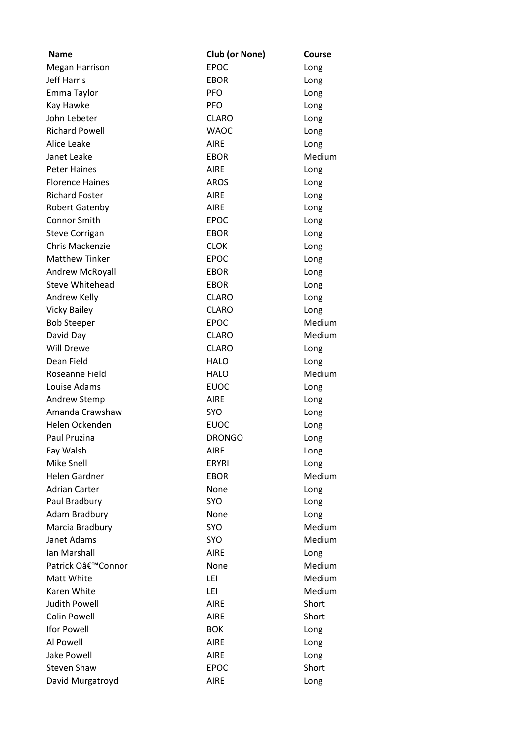| Name | Club (or None) | Course |
|---|---|---|
| Megan Harrison | EPOC | Long |
| Jeff Harris | EBOR | Long |
| Emma Taylor | PFO | Long |
| Kay Hawke | PFO | Long |
| John Lebeter | CLARO | Long |
| Richard Powell | WAOC | Long |
| Alice Leake | AIRE | Long |
| Janet Leake | EBOR | Medium |
| Peter Haines | AIRE | Long |
| Florence Haines | AROS | Long |
| Richard Foster | AIRE | Long |
| Robert Gatenby | AIRE | Long |
| Connor Smith | EPOC | Long |
| Steve Corrigan | EBOR | Long |
| Chris Mackenzie | CLOK | Long |
| Matthew Tinker | EPOC | Long |
| Andrew McRoyall | EBOR | Long |
| Steve Whitehead | EBOR | Long |
| Andrew Kelly | CLARO | Long |
| Vicky Bailey | CLARO | Long |
| Bob Steeper | EPOC | Medium |
| David Day | CLARO | Medium |
| Will Drewe | CLARO | Long |
| Dean Field | HALO | Long |
| Roseanne Field | HALO | Medium |
| Louise Adams | EUOC | Long |
| Andrew Stemp | AIRE | Long |
| Amanda Crawshaw | SYO | Long |
| Helen Ockenden | EUOC | Long |
| Paul Pruzina | DRONGO | Long |
| Fay Walsh | AIRE | Long |
| Mike Snell | ERYRI | Long |
| Helen Gardner | EBOR | Medium |
| Adrian Carter | None | Long |
| Paul Bradbury | SYO | Long |
| Adam Bradbury | None | Long |
| Marcia Bradbury | SYO | Medium |
| Janet Adams | SYO | Medium |
| Ian Marshall | AIRE | Long |
| Patrick Oâ€™Connor | None | Medium |
| Matt White | LEI | Medium |
| Karen White | LEI | Medium |
| Judith Powell | AIRE | Short |
| Colin Powell | AIRE | Short |
| Ifor Powell | BOK | Long |
| Al Powell | AIRE | Long |
| Jake Powell | AIRE | Long |
| Steven Shaw | EPOC | Short |
| David Murgatroyd | AIRE | Long |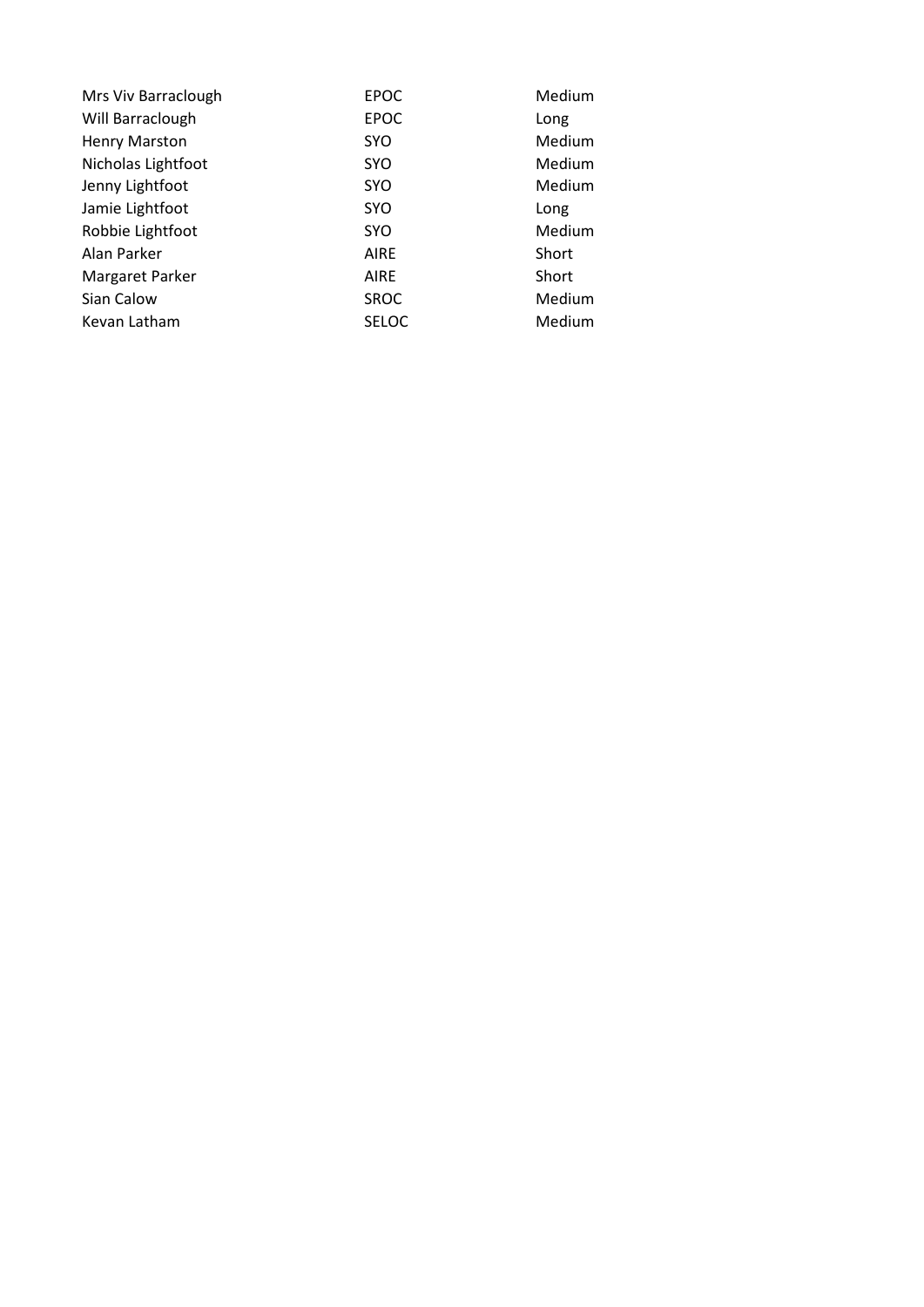| | | |
|---|---|---|
| Mrs Viv Barraclough | EPOC | Medium |
| Will Barraclough | EPOC | Long |
| Henry Marston | SYO | Medium |
| Nicholas Lightfoot | SYO | Medium |
| Jenny Lightfoot | SYO | Medium |
| Jamie Lightfoot | SYO | Long |
| Robbie Lightfoot | SYO | Medium |
| Alan Parker | AIRE | Short |
| Margaret Parker | AIRE | Short |
| Sian Calow | SROC | Medium |
| Kevan Latham | SELOC | Medium |